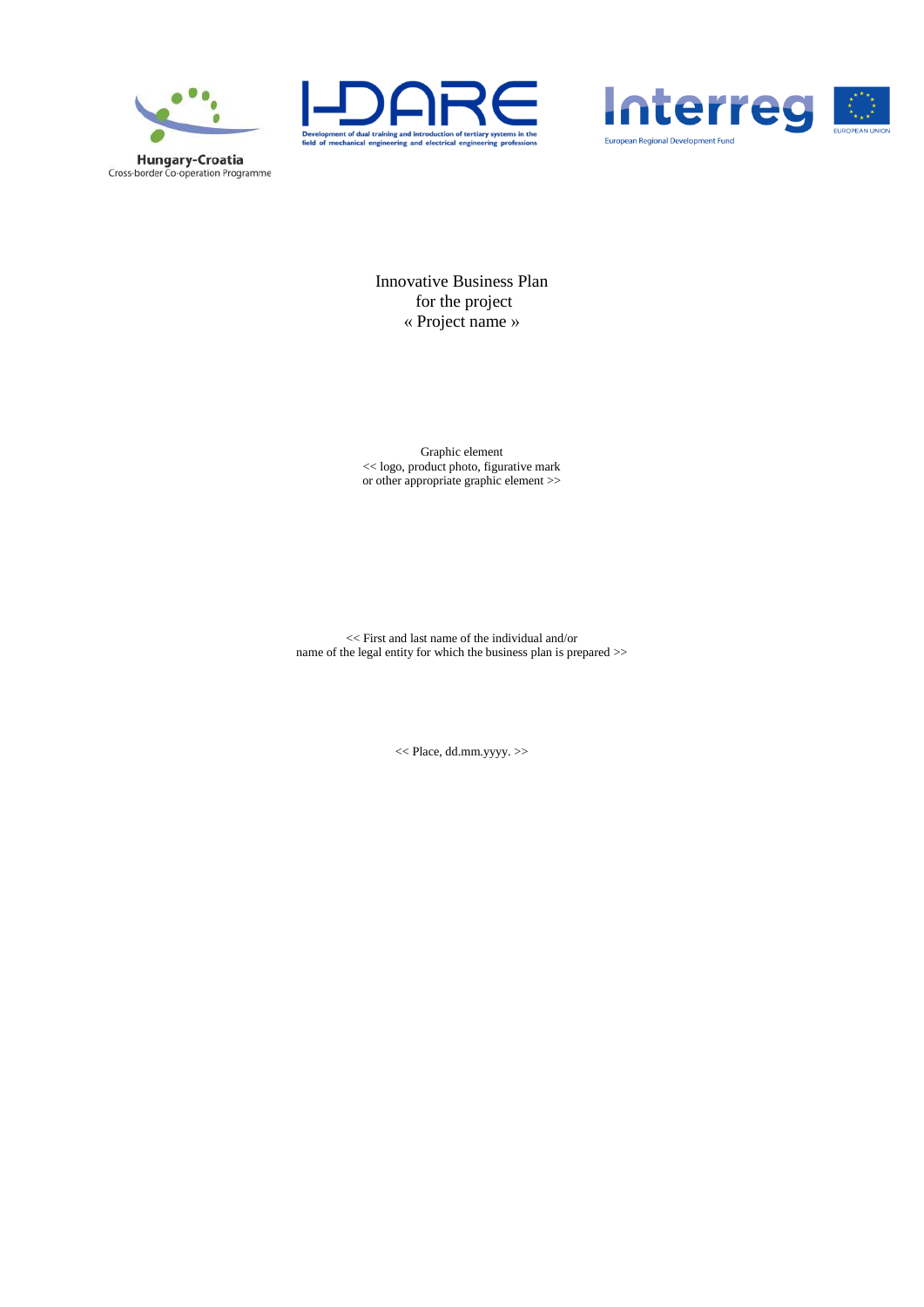Hungary-Croatia
Cross-border Co-operation Programme

HDARE

Development of dual training and introduction of tertiary systems in the field of mechanical engineering and electrical engineering professions

Interreg

European Regional Development Fund

EUROPEAN UNION

# Innovative Business Plan
# for the project
# « Project name »

Graphic element
<< logo, product photo, figurative mark
or other appropriate graphic element >>

<< First and last name of the individual and/or
name of the legal entity for which the business plan is prepared >>

<< Place, dd.mm.yyyy. >>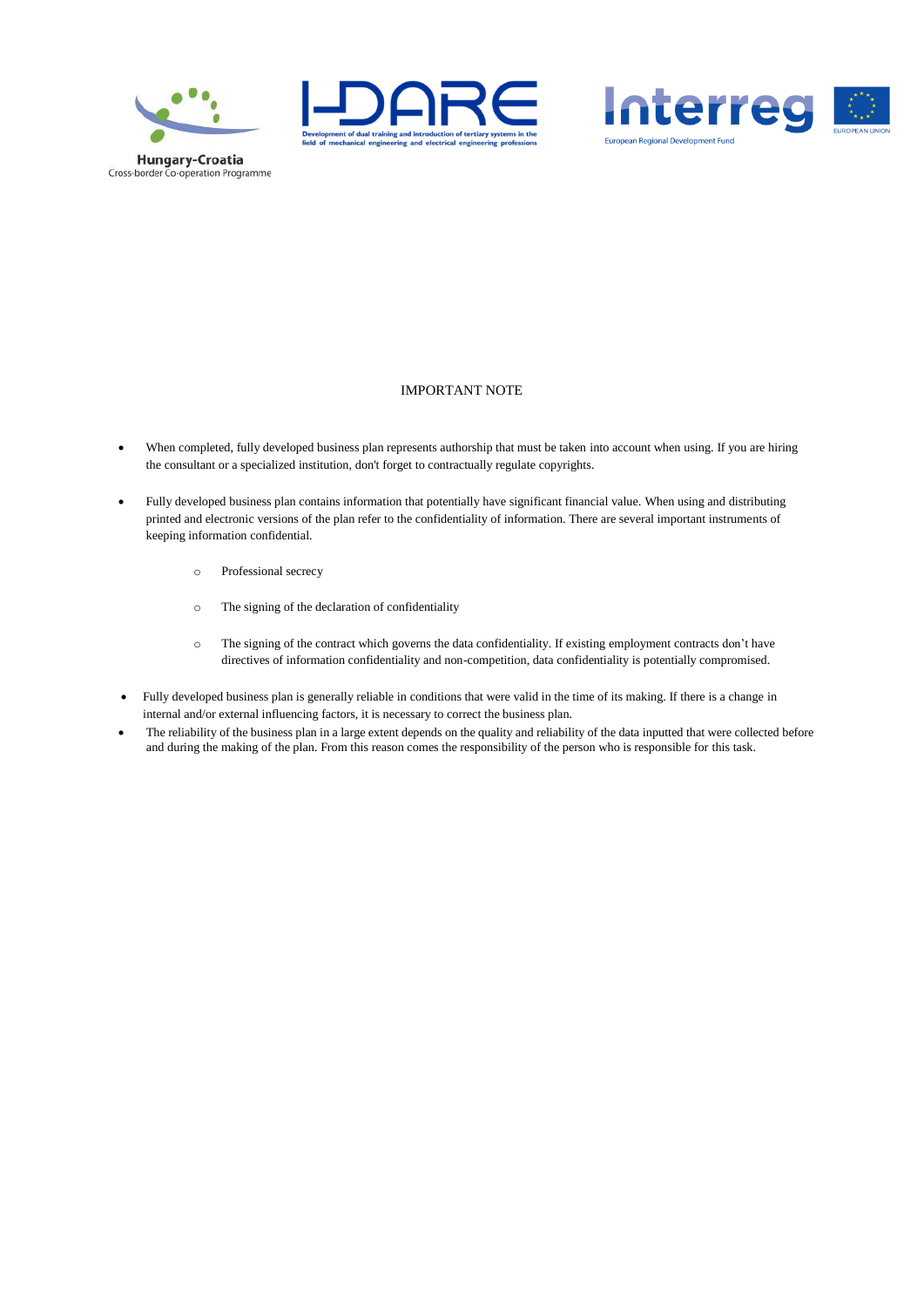IMPORTANT NOTE

- When completed, fully developed business plan represents authorship that must be taken into account when using. If you are hiring the consultant or a specialized institution, don't forget to contractually regulate copyrights.
- Fully developed business plan contains information that potentially have significant financial value. When using and distributing printed and electronic versions of the plan refer to the confidentiality of information. There are several important instruments of keeping information confidential.
    - Professional secrecy
    - The signing of the declaration of confidentiality
    - The signing of the contract which governs the data confidentiality. If existing employment contracts don't have directives of information confidentiality and non-competition, data confidentiality is potentially compromised.
- Fully developed business plan is generally reliable in conditions that were valid in the time of its making. If there is a change in internal and/or external influencing factors, it is necessary to correct the business plan.
- The reliability of the business plan in a large extent depends on the quality and reliability of the data inputted that were collected before and during the making of the plan. From this reason comes the responsibility of the person who is responsible for this task.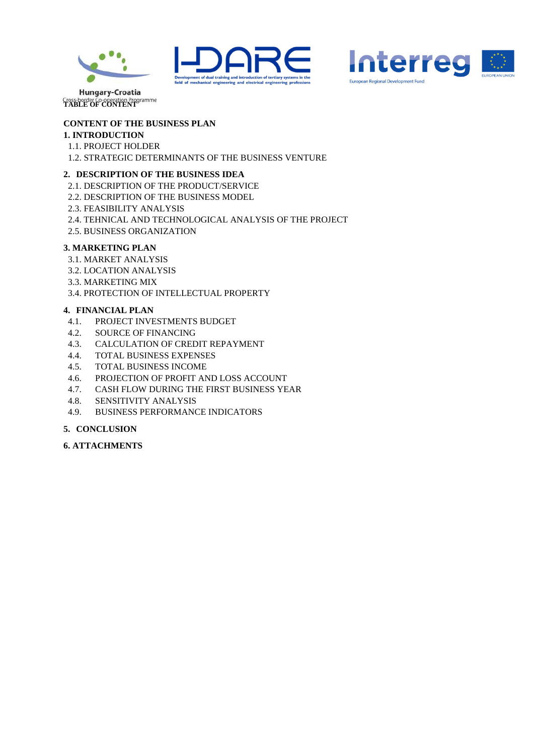**TABLE OF CONTENT**

**CONTENT OF THE BUSINESS PLAN**

**1. INTRODUCTION**

1.1. PROJECT HOLDER

1.2. STRATEGIC DETERMINANTS OF THE BUSINESS VENTURE

**2. DESCRIPTION OF THE BUSINESS IDEA**

2.1. DESCRIPTION OF THE PRODUCT/SERVICE

2.2. DESCRIPTION OF THE BUSINESS MODEL

2.3. FEASIBILITY ANALYSIS

2.4. TEHNICAL AND TECHNOLOGICAL ANALYSIS OF THE PROJECT

2.5. BUSINESS ORGANIZATION

**3. MARKETING PLAN**

3.1. MARKET ANALYSIS

3.2. LOCATION ANALYSIS

3.3. MARKETING MIX

3.4. PROTECTION OF INTELLECTUAL PROPERTY

**4. FINANCIAL PLAN**

4.1. PROJECT INVESTMENTS BUDGET

4.2. SOURCE OF FINANCING

4.3. CALCULATION OF CREDIT REPAYMENT

4.4. TOTAL BUSINESS EXPENSES

4.5. TOTAL BUSINESS INCOME

4.6. PROJECTION OF PROFIT AND LOSS ACCOUNT

4.7. CASH FLOW DURING THE FIRST BUSINESS YEAR

4.8. SENSITIVITY ANALYSIS

4.9. BUSINESS PERFORMANCE INDICATORS

**5. CONCLUSION**

**6. ATTACHMENTS**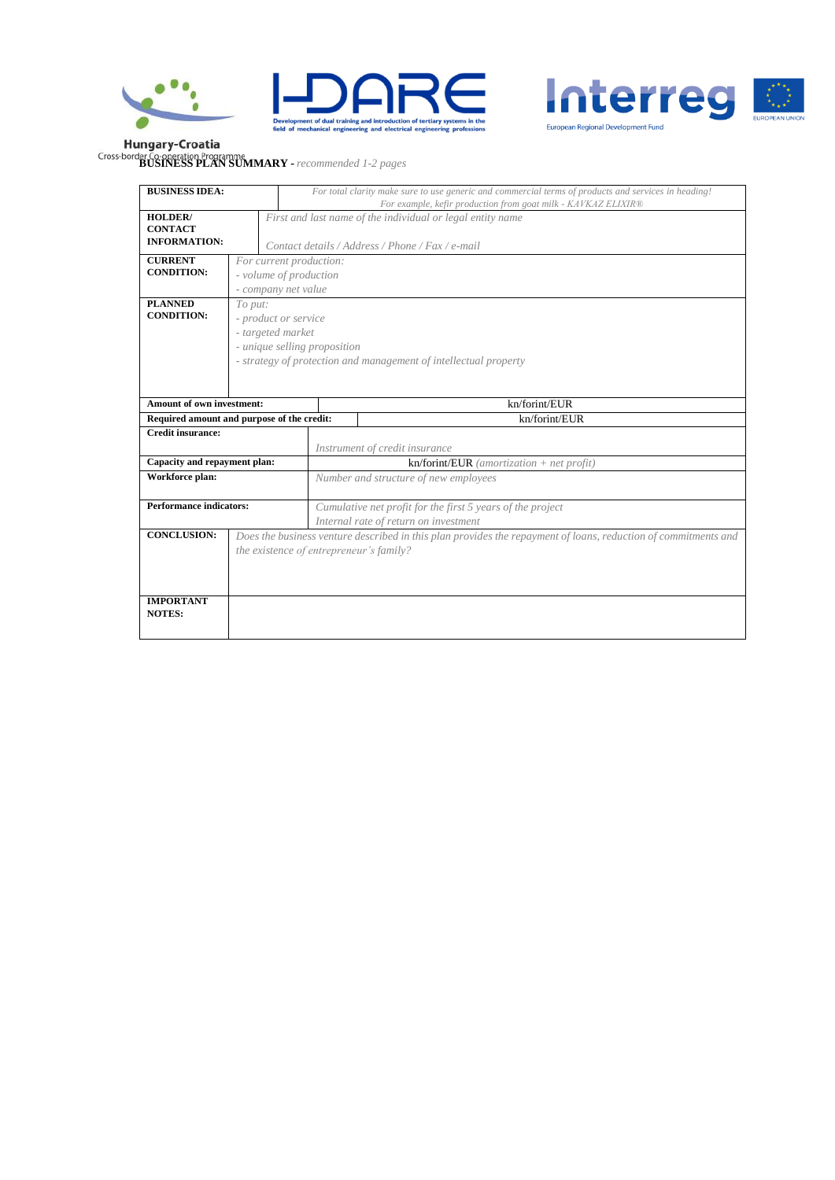**BUSINESS PLAN SUMMARY** - *recommended 1-2 pages*

| | |
|---|---|
| **BUSINESS IDEA:** | *For total clarity make sure to use generic and commercial terms of products and services in heading! For example, kefir production from goat milk - KAVKAZ ELIXIR®* |
| **HOLDER/ CONTACT INFORMATION:** | *First and last name of the individual or legal entity name*<br><br>*Contact details / Address / Phone / Fax / e-mail* |
| **CURRENT CONDITION:** | *For current production:*<br>*- volume of production*<br>*- company net value* |
| **PLANNED CONDITION:** | *To put:*<br>*- product or service*<br>*- targeted market*<br>*- unique selling proposition*<br>*- strategy of protection and management of intellectual property* |
| **Amount of own investment:** | kn/forint/EUR |
| **Required amount and purpose of the credit:** | kn/forint/EUR |
| **Credit insurance:** | *Instrument of credit insurance* |
| **Capacity and repayment plan:** | kn/forint/EUR *(amortization + net profit)* |
| **Workforce plan:** | *Number and structure of new employees* |
| **Performance indicators:** | *Cumulative net profit for the first 5 years of the project*<br>*Internal rate of return on investment* |
| **CONCLUSION:** | *Does the business venture described in this plan provides the repayment of loans, reduction of commitments and the existence of entrepreneur's family?* |
| **IMPORTANT NOTES:** | |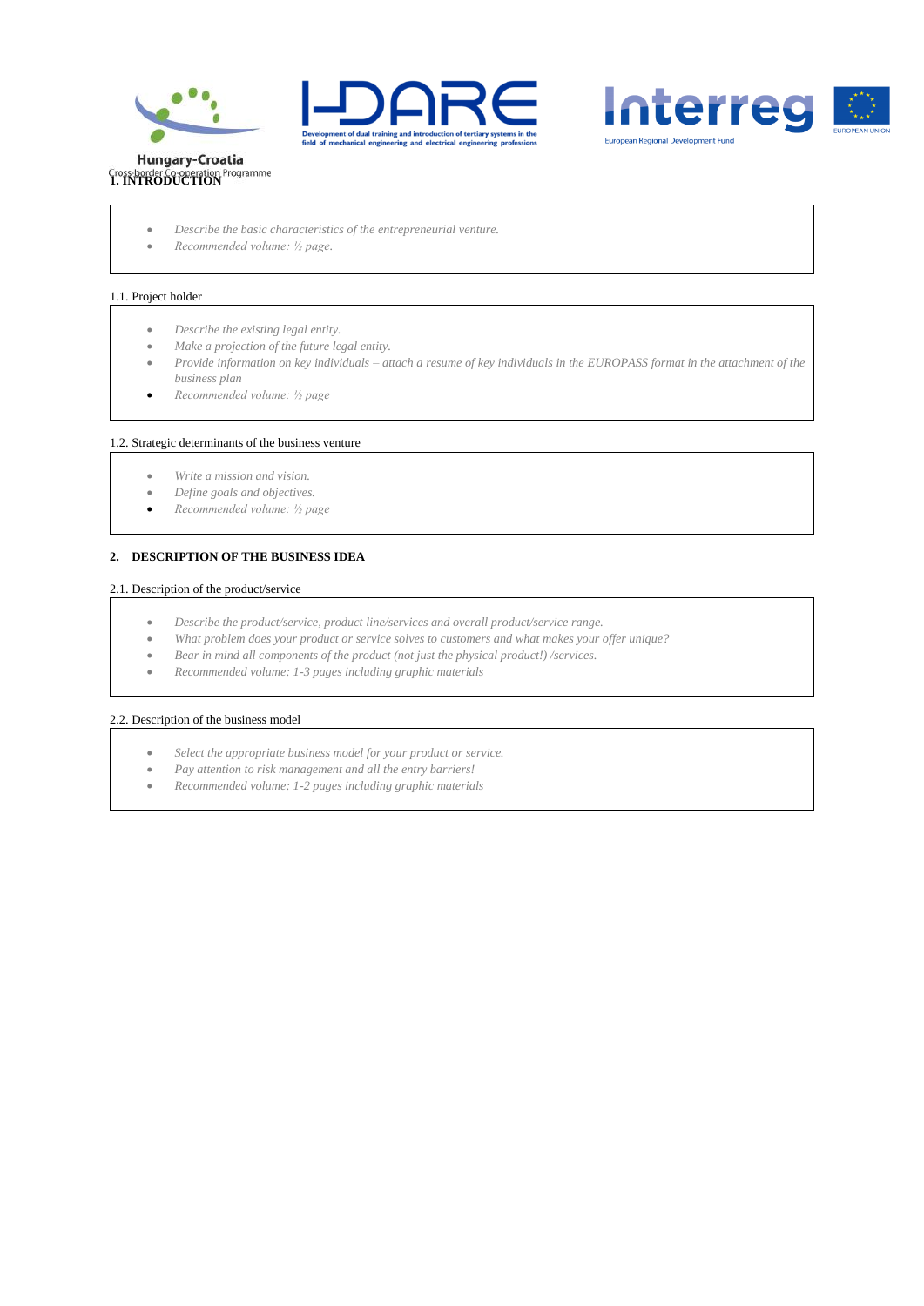# 1. INTRODUCTION

- *Describe the basic characteristics of the entrepreneurial venture.*
- *Recommended volume: ½ page.*

## 1.1. Project holder

- *Describe the existing legal entity.*
- *Make a projection of the future legal entity.*
- *Provide information on key individuals – attach a resume of key individuals in the EUROPASS format in the attachment of the business plan*
- *Recommended volume: ½ page*

## 1.2. Strategic determinants of the business venture

- *Write a mission and vision.*
- *Define goals and objectives.*
- *Recommended volume: ½ page*

# 2. DESCRIPTION OF THE BUSINESS IDEA

## 2.1. Description of the product/service

- *Describe the product/service, product line/services and overall product/service range.*
- *What problem does your product or service solves to customers and what makes your offer unique?*
- *Bear in mind all components of the product (not just the physical product!) /services.*
- *Recommended volume: 1-3 pages including graphic materials*

## 2.2. Description of the business model

- *Select the appropriate business model for your product or service.*
- *Pay attention to risk management and all the entry barriers!*
- *Recommended volume: 1-2 pages including graphic materials*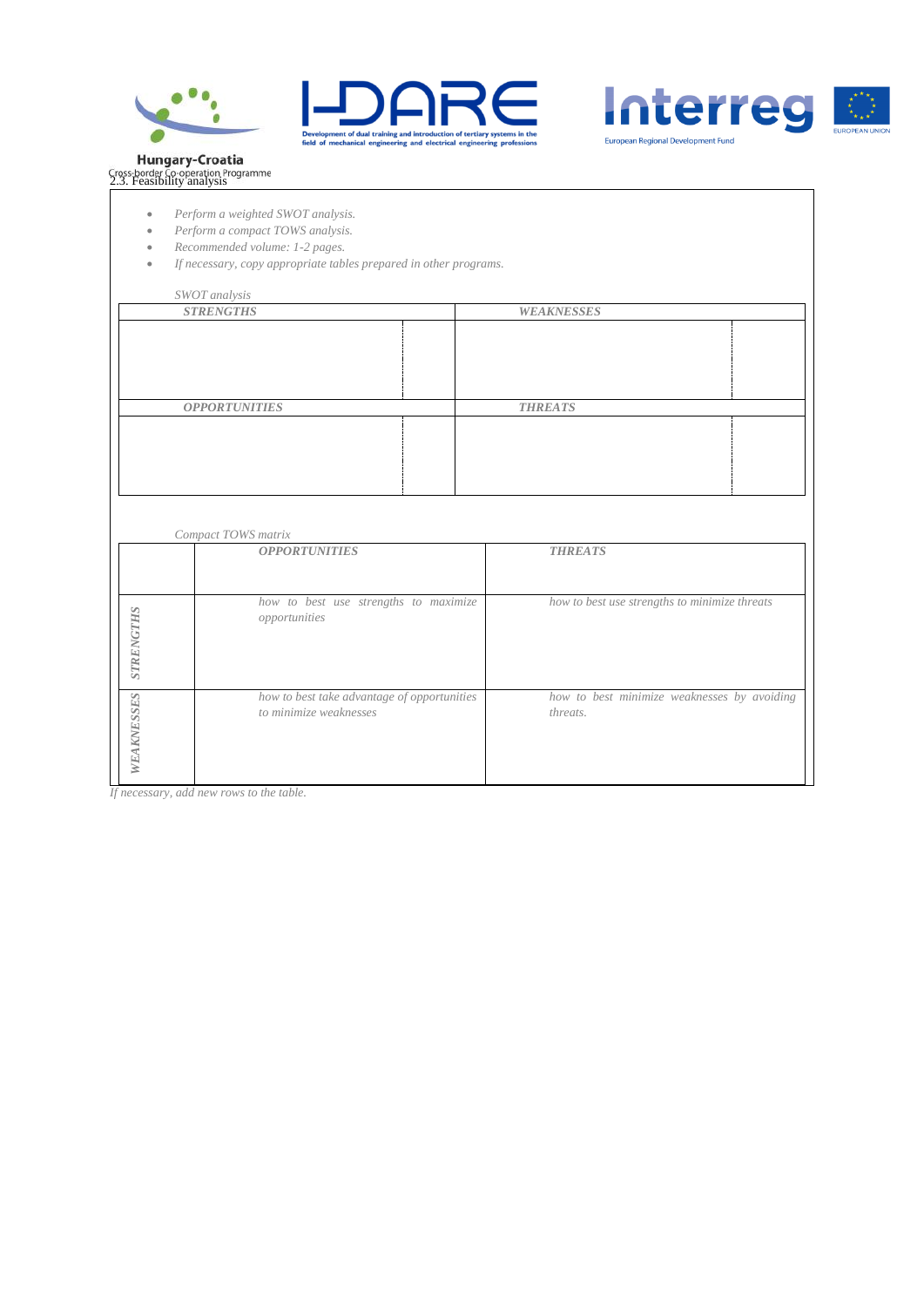## 2.3. Feasibility analysis

- *Perform a weighted SWOT analysis.*
- *Perform a compact TOWS analysis.*
- *Recommended volume: 1-2 pages.*
- *If necessary, copy appropriate tables prepared in other programs.*

*SWOT analysis*

| ***STRENGTHS*** | | ***WEAKNESSES*** | |
|---|---|---|---|
| | | | |
| ***OPPORTUNITIES*** | | ***THREATS*** | |
| | | | |

*Compact TOWS matrix*

| | ***OPPORTUNITIES*** | ***THREATS*** |
|---|---|---|
| ***STRENGTHS*** | *how to best use strengths to maximize opportunities* | *how to best use strengths to minimize threats* |
| ***WEAKNESSES*** | *how to best take advantage of opportunities to minimize weaknesses* | *how to best minimize weaknesses by avoiding threats.* |

*If necessary, add new rows to the table.*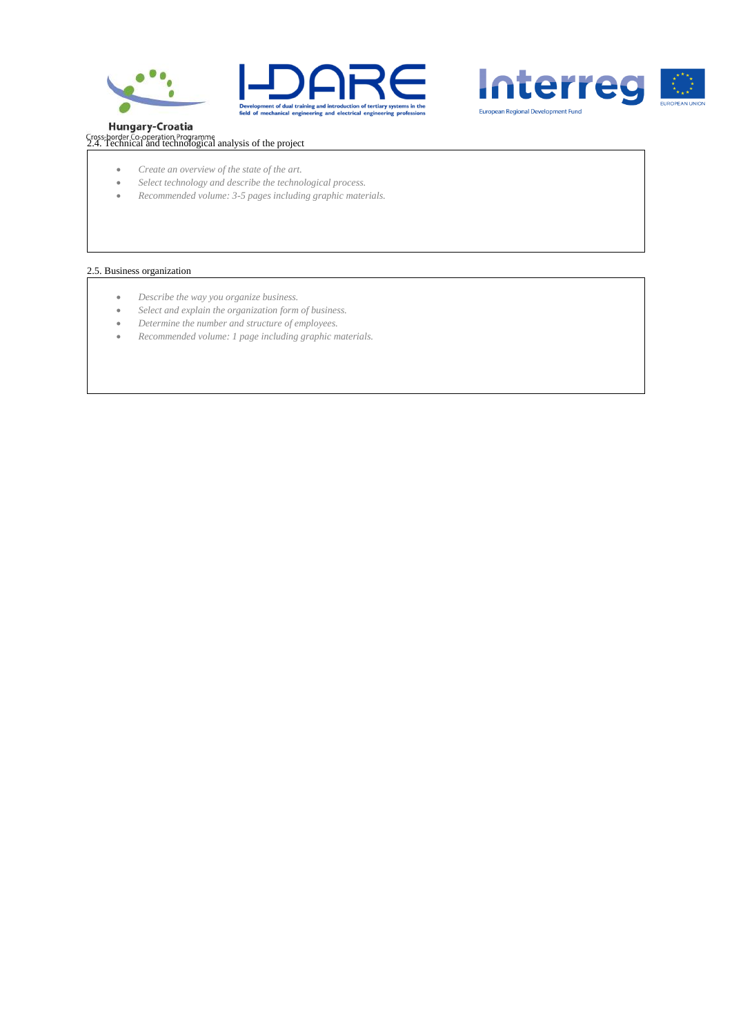2.4. Technical and technological analysis of the project

- *Create an overview of the state of the art.*
- *Select technology and describe the technological process.*
- *Recommended volume: 3-5 pages including graphic materials.*

2.5. Business organization

- *Describe the way you organize business.*
- *Select and explain the organization form of business.*
- *Determine the number and structure of employees.*
- *Recommended volume: 1 page including graphic materials.*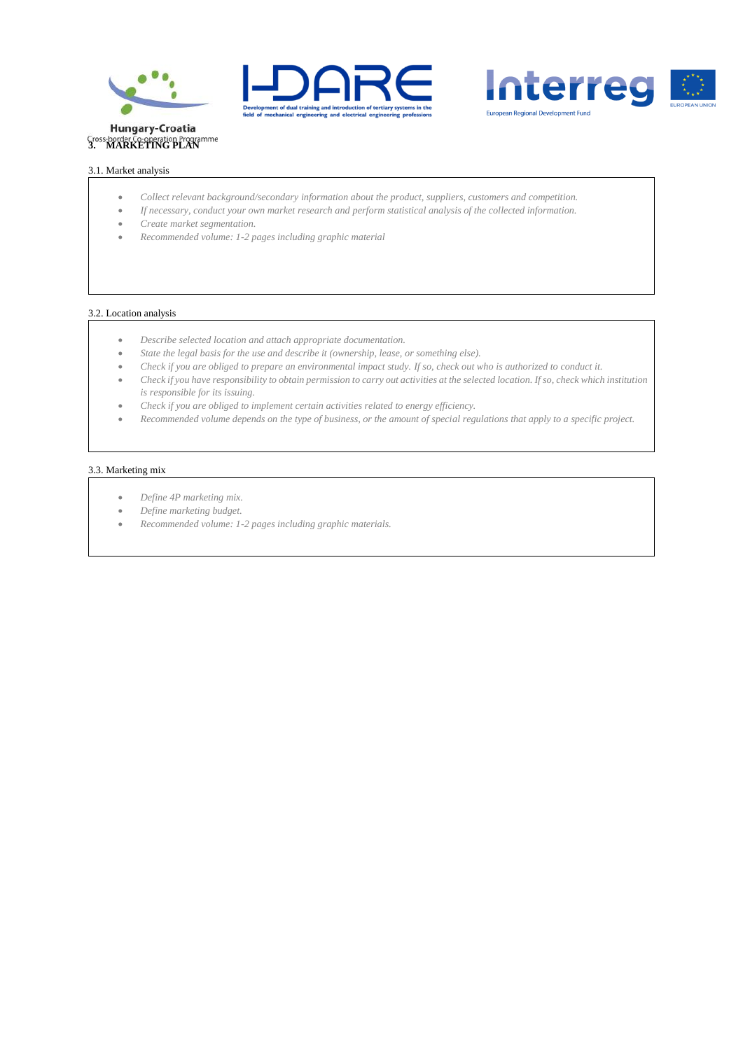# 3. MARKETING PLAN

## 3.1. Market analysis

- *Collect relevant background/secondary information about the product, suppliers, customers and competition.*
- *If necessary, conduct your own market research and perform statistical analysis of the collected information.*
- *Create market segmentation.*
- *Recommended volume: 1-2 pages including graphic material*

## 3.2. Location analysis

- *Describe selected location and attach appropriate documentation.*
- *State the legal basis for the use and describe it (ownership, lease, or something else).*
- *Check if you are obliged to prepare an environmental impact study. If so, check out who is authorized to conduct it.*
- *Check if you have responsibility to obtain permission to carry out activities at the selected location. If so, check which institution is responsible for its issuing.*
- *Check if you are obliged to implement certain activities related to energy efficiency.*
- *Recommended volume depends on the type of business, or the amount of special regulations that apply to a specific project.*

## 3.3. Marketing mix

- *Define 4P marketing mix.*
- *Define marketing budget.*
- *Recommended volume: 1-2 pages including graphic materials.*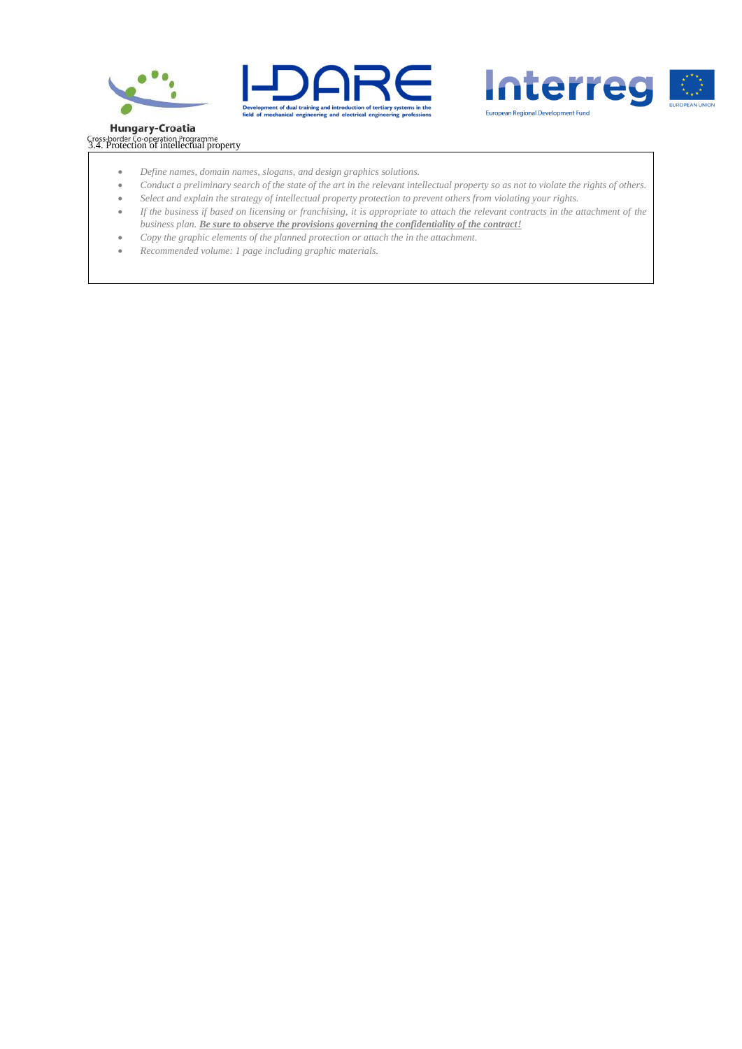### 3.4. Protection of intellectual property

- *Define names, domain names, slogans, and design graphics solutions.*
- *Conduct a preliminary search of the state of the art in the relevant intellectual property so as not to violate the rights of others.*
- *Select and explain the strategy of intellectual property protection to prevent others from violating your rights.*
- *If the business if based on licensing or franchising, it is appropriate to attach the relevant contracts in the attachment of the business plan.* ***Be sure to observe the provisions governing the confidentiality of the contract!***
- *Copy the graphic elements of the planned protection or attach the in the attachment.*
- *Recommended volume: 1 page including graphic materials.*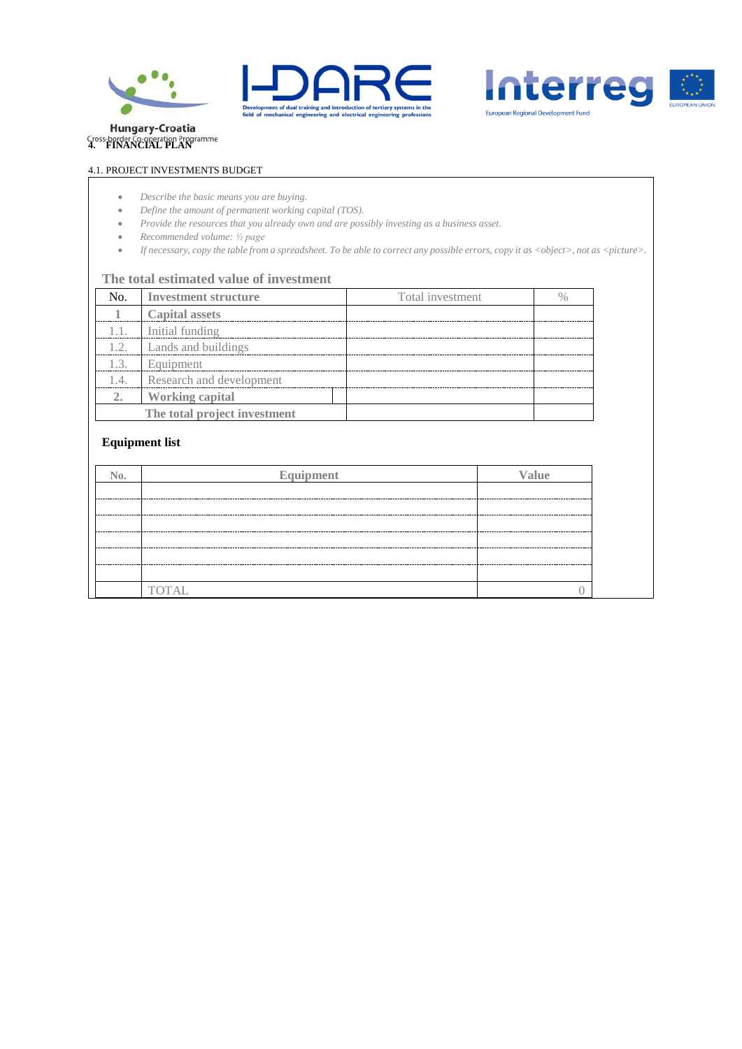# 4. FINANCIAL PLAN

4.1. PROJECT INVESTMENTS BUDGET

- *Describe the basic means you are buying.*
- *Define the amount of permanent working capital (TOS).*
- *Provide the resources that you already own and are possibly investing as a business asset.*
- *Recommended volume: ½ page*
- *If necessary, copy the table from a spreadsheet. To be able to correct any possible errors, copy it as <object>, not as <picture>.*

### The total estimated value of investment

| No. | Investment structure | Total investment | % |
|---|---|---|---|
| **1** | **Capital assets** | | |
| 1.1. | Initial funding | | |
| 1.2. | Lands and buildings | | |
| 1.3. | Equipment | | |
| 1.4. | Research and development | | |
| **2.** | **Working capital** | | |
| | **The total project investment** | | |

### Equipment list

| No. | Equipment | Value |
|---|---|---|
| | | |
| | | |
| | | |
| | | |
| | | |
| | | |
| | TOTAL | 0 |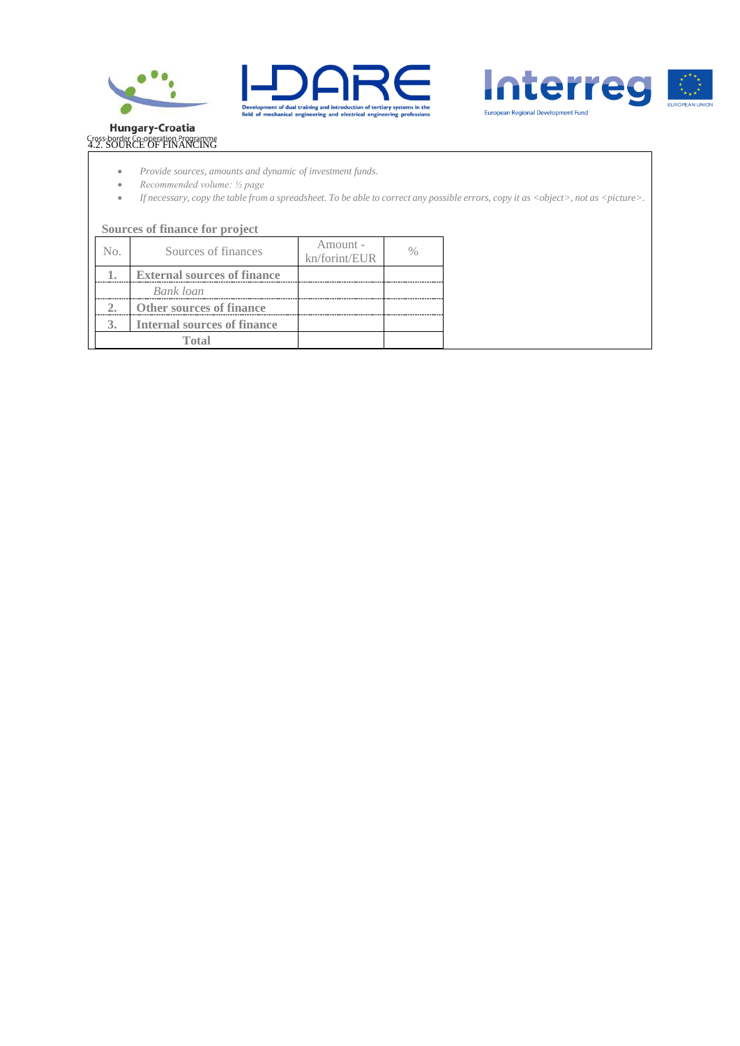## 4.2. SOURCE OF FINANCING

- *Provide sources, amounts and dynamic of investment funds.*
- *Recommended volume: ½ page*
- *If necessary, copy the table from a spreadsheet. To be able to correct any possible errors, copy it as <object>, not as <picture>.*

**Sources of finance for project**

| No. | Sources of finances | Amount - kn/forint/EUR | % |
|---|---|---|---|
| **1.** | **External sources of finance** | | |
| | *Bank loan* | | |
| **2.** | **Other sources of finance** | | |
| **3.** | **Internal sources of finance** | | |
| **Total** | | | |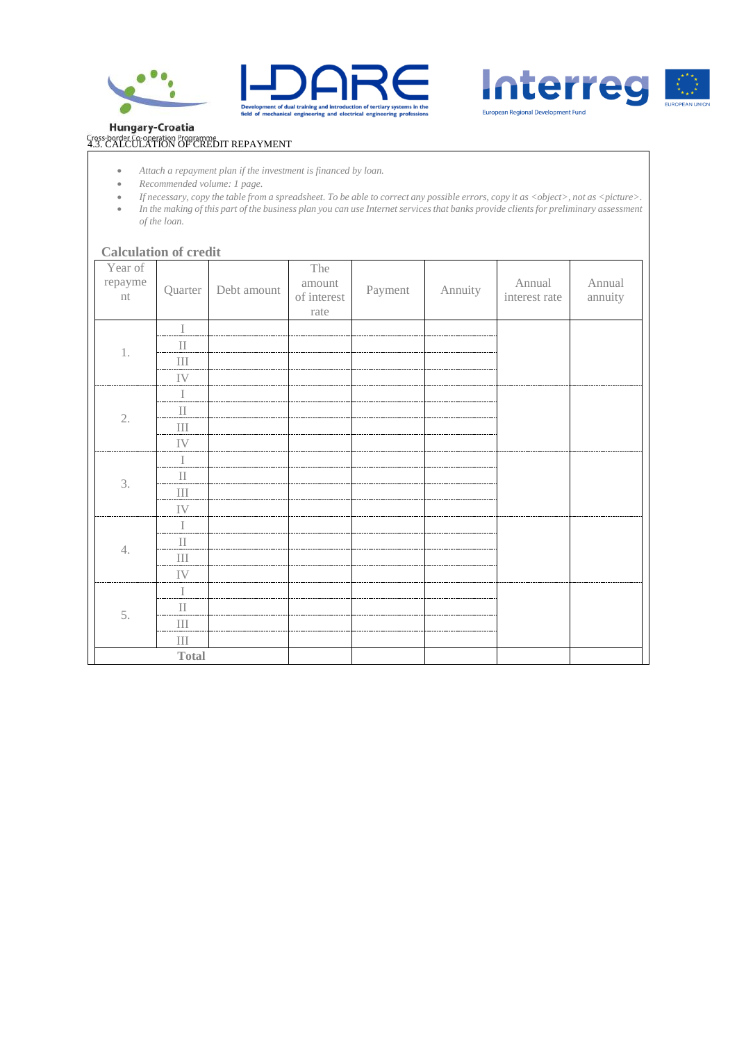### 4.3. CALCULATION OF CREDIT REPAYMENT

- *Attach a repayment plan if the investment is financed by loan.*
- *Recommended volume: 1 page.*
- *If necessary, copy the table from a spreadsheet. To be able to correct any possible errors, copy it as <object>, not as <picture>.*
- *In the making of this part of the business plan you can use Internet services that banks provide clients for preliminary assessment of the loan.*

**Calculation of credit**

| Year of repayment | Quarter | Debt amount | The amount of interest rate | Payment | Annuity | Annual interest rate | Annual annuity |
|---|---|---|---|---|---|---|---|
| 1. | I | | | | | | |
| | II | | | | | | |
| | III | | | | | | |
| | IV | | | | | | |
| 2. | I | | | | | | |
| | II | | | | | | |
| | III | | | | | | |
| | IV | | | | | | |
| 3. | I | | | | | | |
| | II | | | | | | |
| | III | | | | | | |
| | IV | | | | | | |
| 4. | I | | | | | | |
| | II | | | | | | |
| | III | | | | | | |
| | IV | | | | | | |
| 5. | I | | | | | | |
| | II | | | | | | |
| | III | | | | | | |
| | III | | | | | | |
| **Total** | | | | | | | |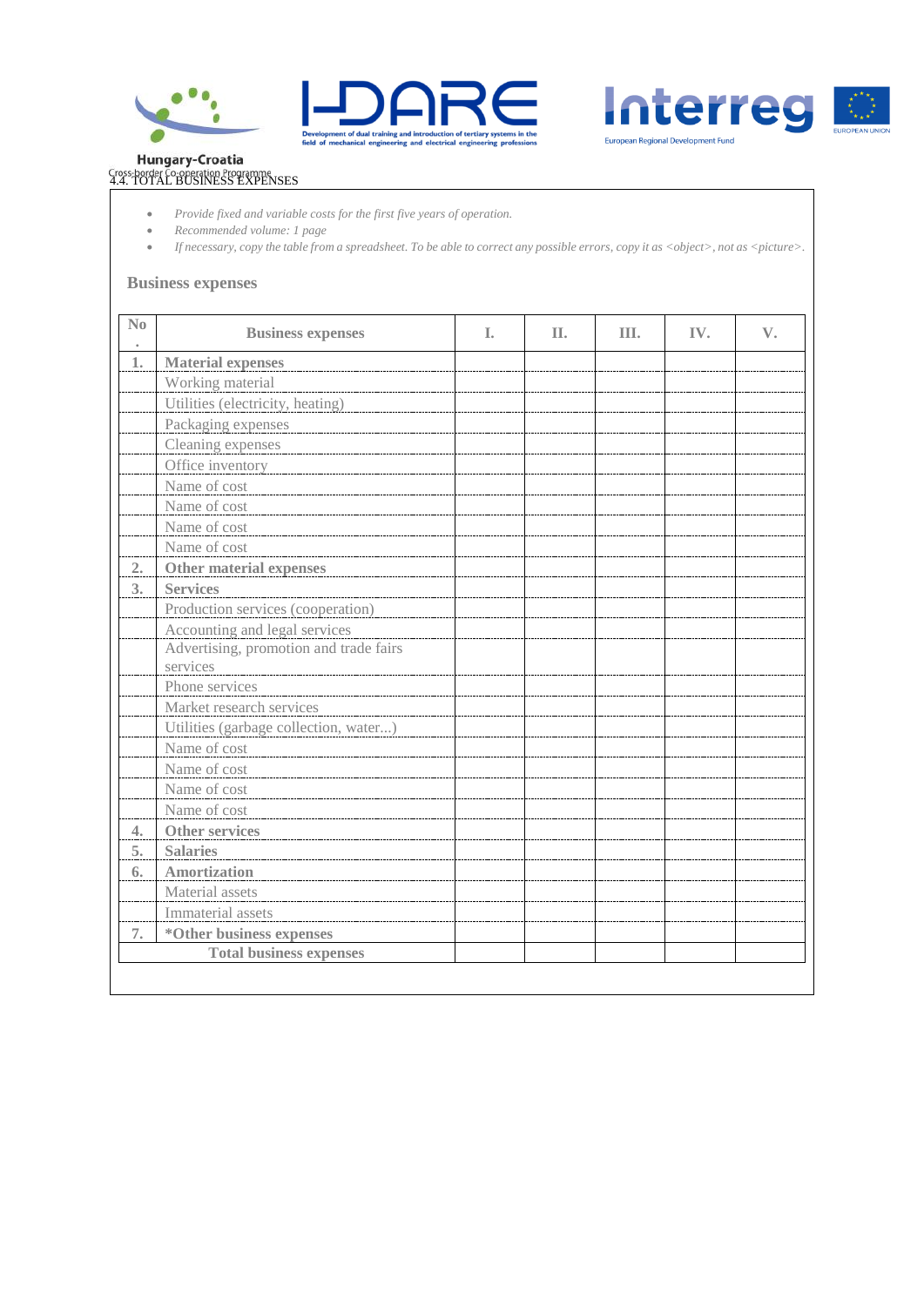## 4.4. TOTAL BUSINESS EXPENSES

- *Provide fixed and variable costs for the first five years of operation.*
- *Recommended volume: 1 page*
- *If necessary, copy the table from a spreadsheet. To be able to correct any possible errors, copy it as <object>, not as <picture>.*

### Business expenses

| No. | Business expenses | I. | II. | III. | IV. | V. |
|---|---|---|---|---|---|---|
| **1.** | **Material expenses** | | | | | |
| | Working material | | | | | |
| | Utilities (electricity, heating) | | | | | |
| | Packaging expenses | | | | | |
| | Cleaning expenses | | | | | |
| | Office inventory | | | | | |
| | Name of cost | | | | | |
| | Name of cost | | | | | |
| | Name of cost | | | | | |
| | Name of cost | | | | | |
| **2.** | **Other material expenses** | | | | | |
| **3.** | **Services** | | | | | |
| | Production services (cooperation) | | | | | |
| | Accounting and legal services | | | | | |
| | Advertising, promotion and trade fairs services | | | | | |
| | Phone services | | | | | |
| | Market research services | | | | | |
| | Utilities (garbage collection, water...) | | | | | |
| | Name of cost | | | | | |
| | Name of cost | | | | | |
| | Name of cost | | | | | |
| | Name of cost | | | | | |
| **4.** | **Other services** | | | | | |
| **5.** | **Salaries** | | | | | |
| **6.** | **Amortization** | | | | | |
| | Material assets | | | | | |
| | Immaterial assets | | | | | |
| **7.** | **\*Other business expenses** | | | | | |
| **Total business expenses** | | | | | | |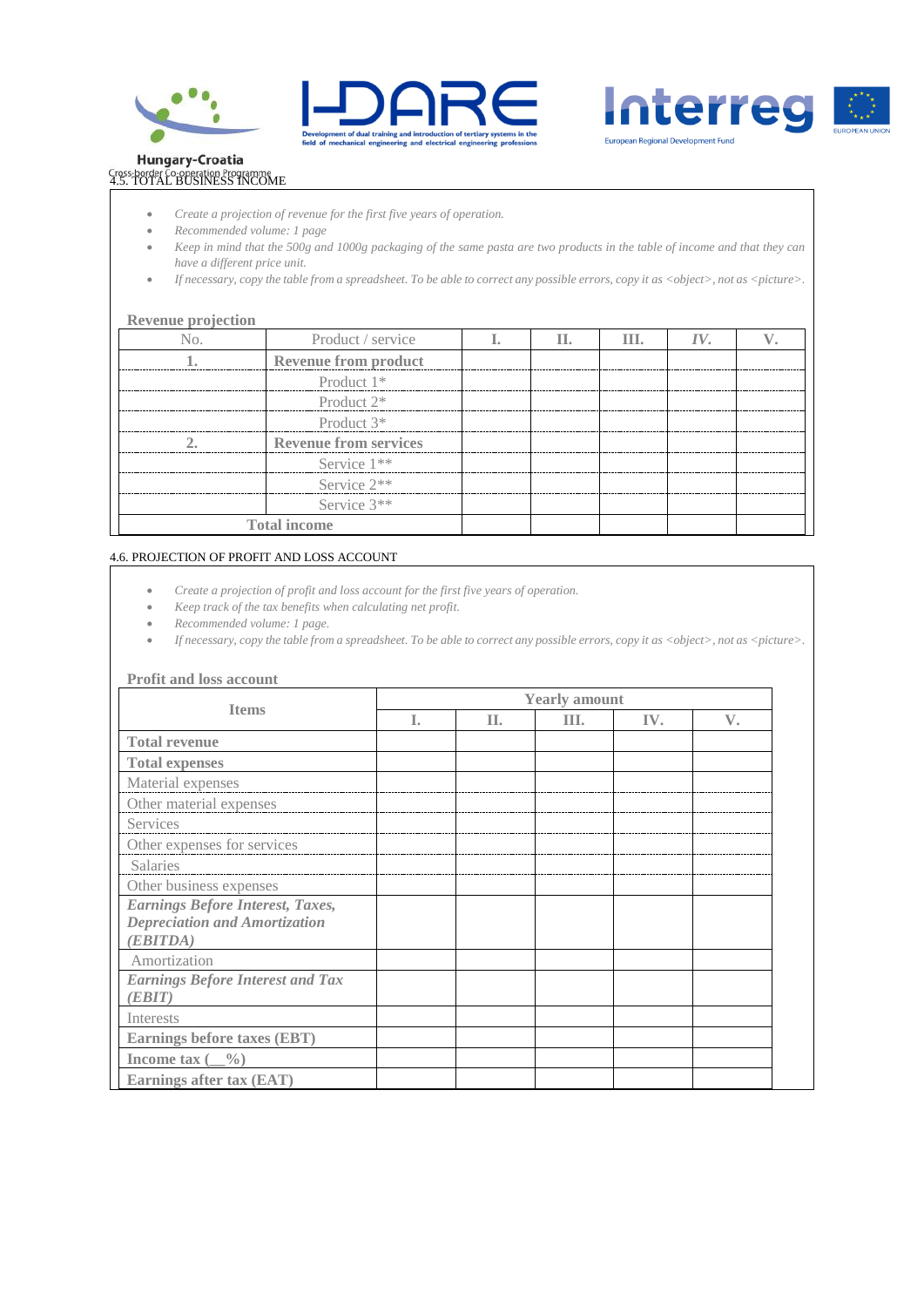## 4.5. TOTAL BUSINESS INCOME

- *Create a projection of revenue for the first five years of operation.*
- *Recommended volume: 1 page*
- *Keep in mind that the 500g and 1000g packaging of the same pasta are two products in the table of income and that they can have a different price unit.*
- *If necessary, copy the table from a spreadsheet. To be able to correct any possible errors, copy it as <object>, not as <picture>.*

**Revenue projection**

| No. | Product / service | I. | II. | III. | IV. | V. |
|---|---|---|---|---|---|---|
| **1.** | **Revenue from product** | | | | | |
| | Product 1* | | | | | |
| | Product 2* | | | | | |
| | Product 3* | | | | | |
| 2. | **Revenue from services** | | | | | |
| | Service 1** | | | | | |
| | Service 2** | | | | | |
| | Service 3** | | | | | |
| **Total income** | | | | | | |

## 4.6. PROJECTION OF PROFIT AND LOSS ACCOUNT

- *Create a projection of profit and loss account for the first five years of operation.*
- *Keep track of the tax benefits when calculating net profit.*
- *Recommended volume: 1 page.*
- *If necessary, copy the table from a spreadsheet. To be able to correct any possible errors, copy it as <object>, not as <picture>.*

**Profit and loss account**

| **Items** | **Yearly amount** | | | | |
|---|---|---|---|---|---|
| | I. | II. | III. | IV. | V. |
| **Total revenue** | | | | | |
| **Total expenses** | | | | | |
| Material expenses | | | | | |
| Other material expenses | | | | | |
| Services | | | | | |
| Other expenses for services | | | | | |
| Salaries | | | | | |
| Other business expenses | | | | | |
| ***Earnings Before Interest, Taxes, Depreciation and Amortization (EBITDA)*** | | | | | |
| Amortization | | | | | |
| ***Earnings Before Interest and Tax (EBIT)*** | | | | | |
| Interests | | | | | |
| **Earnings before taxes (EBT)** | | | | | |
| **Income tax (__%)** | | | | | |
| **Earnings after tax (EAT)** | | | | | |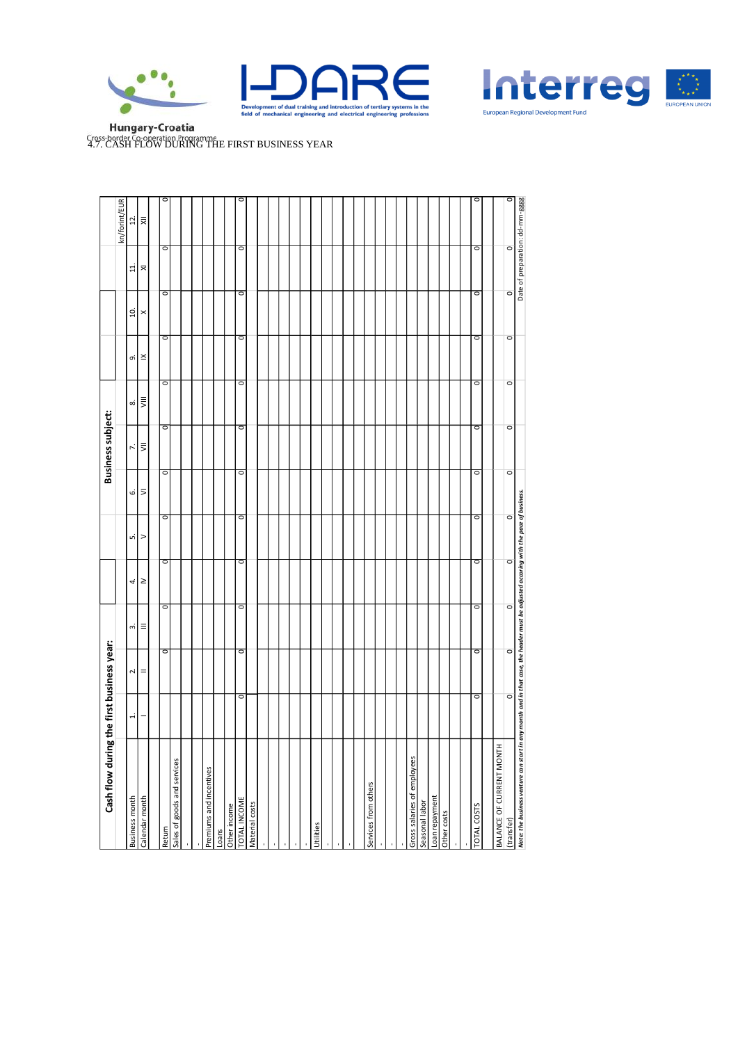4.7. CASH FLOW DURING THE FIRST BUSINESS YEAR

| Cash flow during the first business year: | | | | | Business subject: | | | | | | | kn/forint/EUR |
|---|---|---|---|---|---|---|---|---|---|---|---|---|
| Business month | 1. | 2. | 3. | 4. | 5. | 6. | 7. | 8. | 9. | 10. | 11. | 12. |
| Calendar month | I | II | III | IV | V | VI | VII | VIII | IX | X | XI | XII |
| | | | | | | | | | | | | |
| Return | | 0 | 0 | 0 | 0 | 0 | 0 | 0 | 0 | 0 | 0 | 0 |
| Sales of goods and services | | | | | | | | | | | | |
| - | | | | | | | | | | | | |
| - | | | | | | | | | | | | |
| Premiums and incentives | | | | | | | | | | | | |
| Loans | | | | | | | | | | | | |
| Other income | | | | | | | | | | | | |
| TOTAL INCOME | 0 | 0 | 0 | 0 | 0 | 0 | 0 | 0 | 0 | 0 | 0 | 0 |
| Material costs | | | | | | | | | | | | |
| - | | | | | | | | | | | | |
| - | | | | | | | | | | | | |
| - | | | | | | | | | | | | |
| - | | | | | | | | | | | | |
| - | | | | | | | | | | | | |
| Utilities | | | | | | | | | | | | |
| - | | | | | | | | | | | | |
| - | | | | | | | | | | | | |
| - | | | | | | | | | | | | |
| Services from others | | | | | | | | | | | | |
| - | | | | | | | | | | | | |
| - | | | | | | | | | | | | |
| - | | | | | | | | | | | | |
| Gross salaries of employees | | | | | | | | | | | | |
| Seasonal labor | | | | | | | | | | | | |
| Loan repayment | | | | | | | | | | | | |
| Other costs | | | | | | | | | | | | |
| - | | | | | | | | | | | | |
| - | | | | | | | | | | | | |
| TOTAL COSTS | 0 | 0 | 0 | 0 | 0 | 0 | 0 | 0 | 0 | 0 | 0 | 0 |
| | | | | | | | | | | | | |
| BALANCE OF CURRENT MONTH (transfer) | 0 | 0 | 0 | 0 | 0 | 0 | 0 | 0 | 0 | 0 | 0 | 0 |

***Note: the business venture can start in any month and in that case, the header must be adjusted accoring with the pace of business.***

Date of preparation: dd-mm-gggg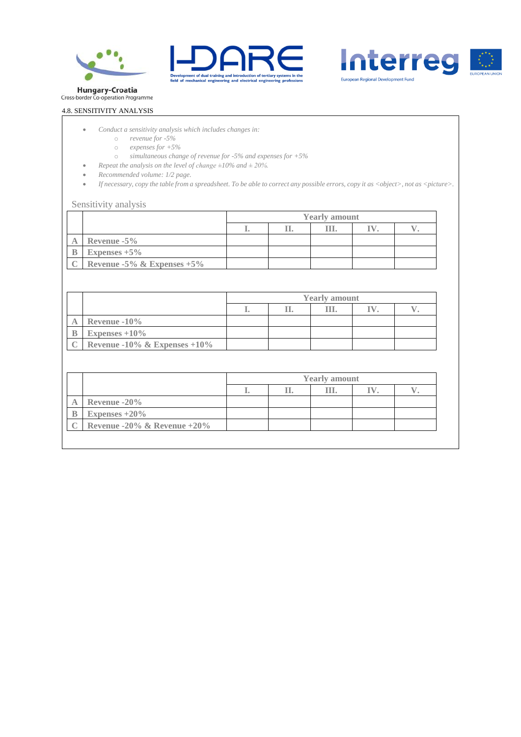## 4.8. SENSITIVITY ANALYSIS

- *Conduct a sensitivity analysis which includes changes in:*
  - *revenue for -5%*
  - *expenses for +5%*
  - *simultaneous change of revenue for -5% and expenses for +5%*
- *Repeat the analysis on the level of change ±10% and ± 20%.*
- *Recommended volume: 1/2 page.*
- *If necessary, copy the table from a spreadsheet. To be able to correct any possible errors, copy it as <object>, not as <picture>.*

### Sensitivity analysis

| | | Yearly amount | | | | |
|---|---|---|---|---|---|---|
| | | I. | II. | III. | IV. | V. |
| A | Revenue -5% | | | | | |
| B | Expenses +5% | | | | | |
| C | Revenue -5% & Expenses +5% | | | | | |

| | | Yearly amount | | | | |
|---|---|---|---|---|---|---|
| | | I. | II. | III. | IV. | V. |
| A | Revenue -10% | | | | | |
| B | Expenses +10% | | | | | |
| C | Revenue -10% & Expenses +10% | | | | | |

| | | Yearly amount | | | | |
|---|---|---|---|---|---|---|
| | | I. | II. | III. | IV. | V. |
| A | Revenue -20% | | | | | |
| B | Expenses +20% | | | | | |
| C | Revenue -20% & Revenue +20% | | | | | |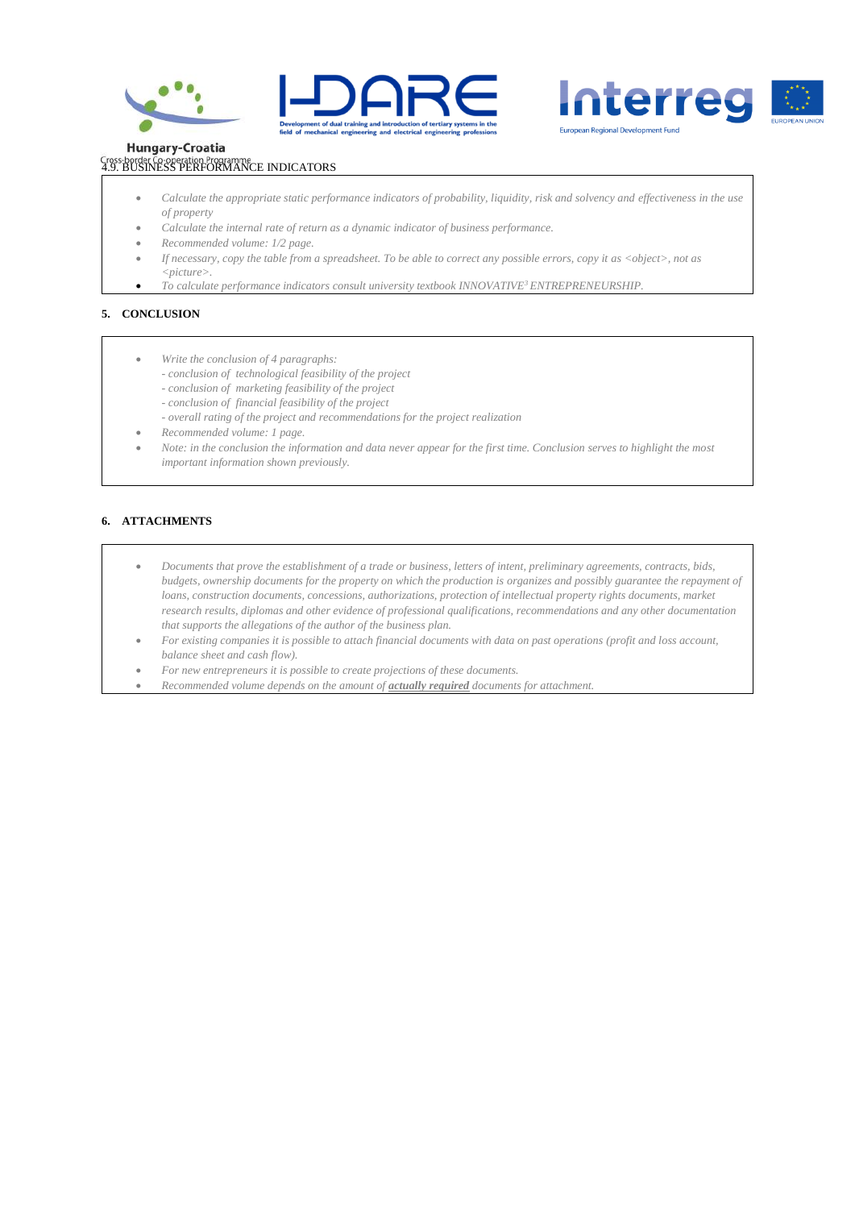4.9. BUSINESS PERFORMANCE INDICATORS

- *Calculate the appropriate static performance indicators of probability, liquidity, risk and solvency and effectiveness in the use of property*
- *Calculate the internal rate of return as a dynamic indicator of business performance.*
- *Recommended volume: 1/2 page.*
- *If necessary, copy the table from a spreadsheet. To be able to correct any possible errors, copy it as <object>, not as <picture>.*
- *To calculate performance indicators consult university textbook INNOVATIVE[3] ENTREPRENEURSHIP.*

## 5. CONCLUSION

- *Write the conclusion of 4 paragraphs:*
  *- conclusion of technological feasibility of the project*
  *- conclusion of marketing feasibility of the project*
  *- conclusion of financial feasibility of the project*
  *- overall rating of the project and recommendations for the project realization*
- *Recommended volume: 1 page.*
- *Note: in the conclusion the information and data never appear for the first time. Conclusion serves to highlight the most important information shown previously.*

## 6. ATTACHMENTS

- *Documents that prove the establishment of a trade or business, letters of intent, preliminary agreements, contracts, bids, budgets, ownership documents for the property on which the production is organizes and possibly guarantee the repayment of loans, construction documents, concessions, authorizations, protection of intellectual property rights documents, market research results, diplomas and other evidence of professional qualifications, recommendations and any other documentation that supports the allegations of the author of the business plan.*
- *For existing companies it is possible to attach financial documents with data on past operations (profit and loss account, balance sheet and cash flow).*
- *For new entrepreneurs it is possible to create projections of these documents.*
- *Recommended volume depends on the amount of* ***actually required*** *documents for attachment.*